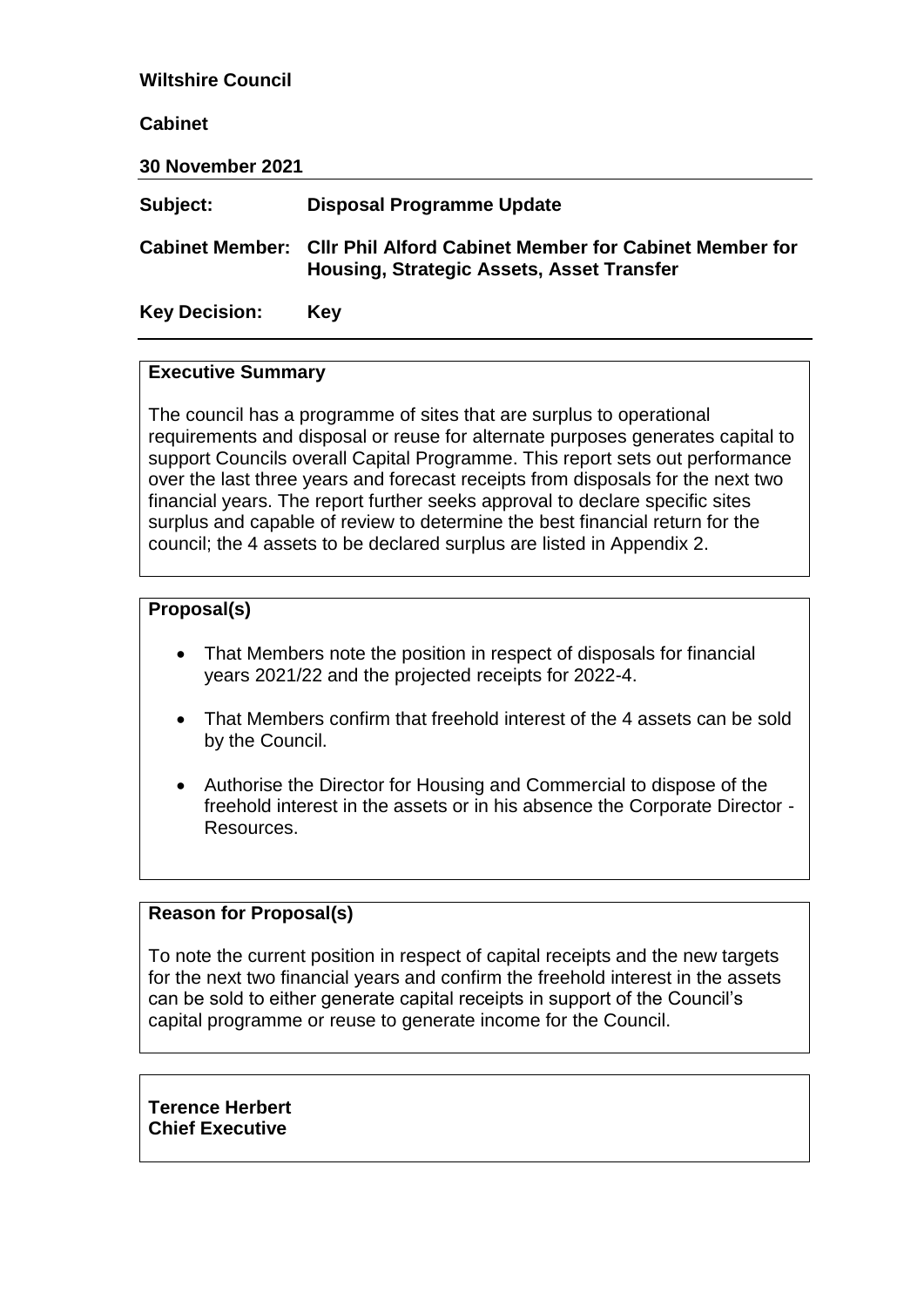**Wiltshire Council**

**Cabinet**

**30 November 2021**

| | |
|---|---|
| **Subject:** | **Disposal Programme Update** |
| **Cabinet Member:** | **Cllr Phil Alford Cabinet Member for Cabinet Member for Housing, Strategic Assets, Asset Transfer** |
| **Key Decision:** | **Key** |

## Executive Summary

The council has a programme of sites that are surplus to operational requirements and disposal or reuse for alternate purposes generates capital to support Councils overall Capital Programme. This report sets out performance over the last three years and forecast receipts from disposals for the next two financial years. The report further seeks approval to declare specific sites surplus and capable of review to determine the best financial return for the council; the 4 assets to be declared surplus are listed in Appendix 2.

## Proposal(s)

- That Members note the position in respect of disposals for financial years 2021/22 and the projected receipts for 2022-4.
- That Members confirm that freehold interest of the 4 assets can be sold by the Council.
- Authorise the Director for Housing and Commercial to dispose of the freehold interest in the assets or in his absence the Corporate Director - Resources.

## Reason for Proposal(s)

To note the current position in respect of capital receipts and the new targets for the next two financial years and confirm the freehold interest in the assets can be sold to either generate capital receipts in support of the Council's capital programme or reuse to generate income for the Council.

**Terence Herbert**
**Chief Executive**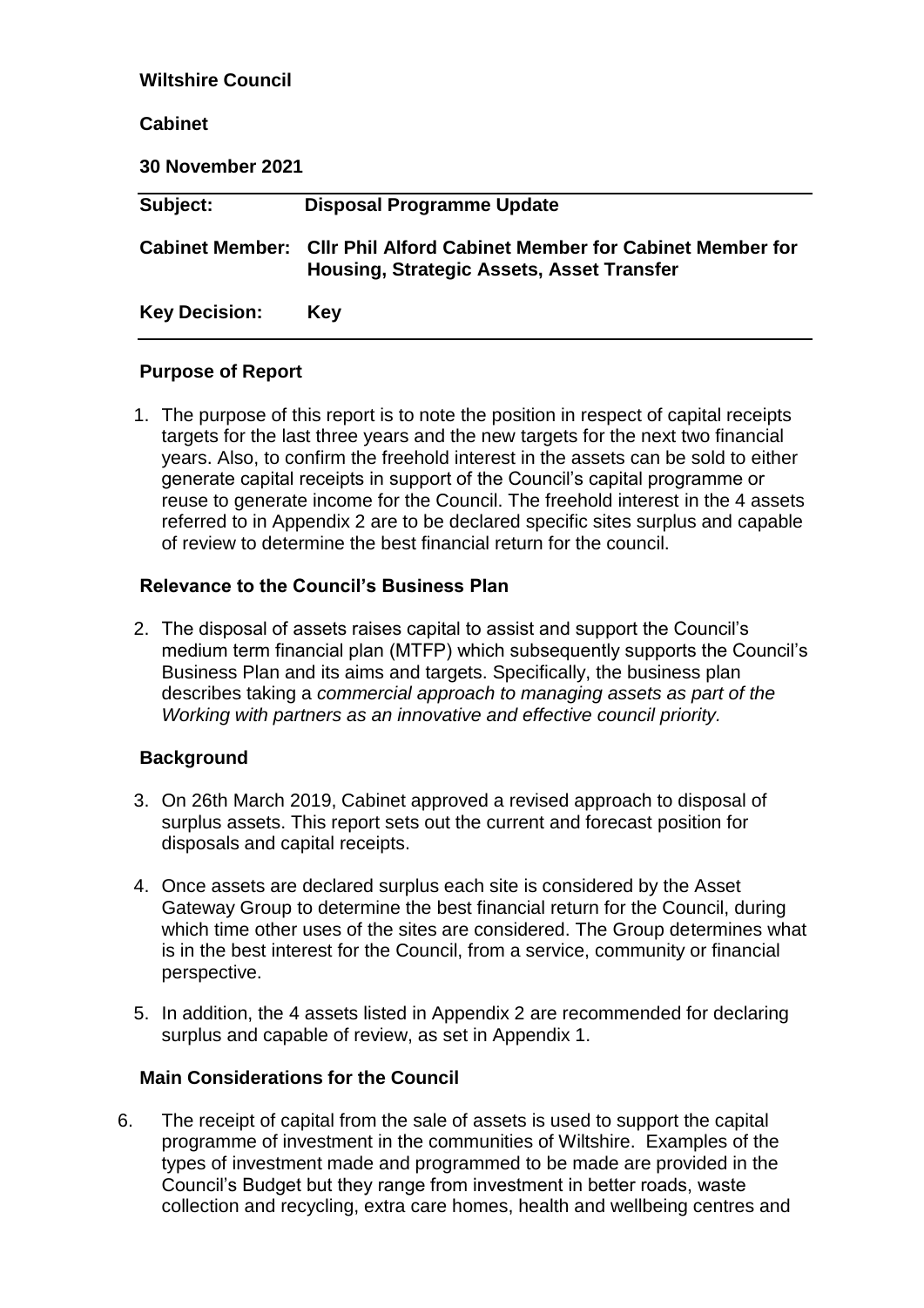**Wiltshire Council**

**Cabinet**

**30 November 2021**

| | |
|---|---|
| **Subject:** | **Disposal Programme Update** |
| **Cabinet Member:** | **Cllr Phil Alford Cabinet Member for Cabinet Member for Housing, Strategic Assets, Asset Transfer** |
| **Key Decision:** | **Key** |

## Purpose of Report

1. The purpose of this report is to note the position in respect of capital receipts targets for the last three years and the new targets for the next two financial years. Also, to confirm the freehold interest in the assets can be sold to either generate capital receipts in support of the Council's capital programme or reuse to generate income for the Council. The freehold interest in the 4 assets referred to in Appendix 2 are to be declared specific sites surplus and capable of review to determine the best financial return for the council.

## Relevance to the Council's Business Plan

2. The disposal of assets raises capital to assist and support the Council's medium term financial plan (MTFP) which subsequently supports the Council's Business Plan and its aims and targets. Specifically, the business plan describes taking a *commercial approach to managing assets as part of the Working with partners as an innovative and effective council priority.*

## Background

3. On 26th March 2019, Cabinet approved a revised approach to disposal of surplus assets. This report sets out the current and forecast position for disposals and capital receipts.

4. Once assets are declared surplus each site is considered by the Asset Gateway Group to determine the best financial return for the Council, during which time other uses of the sites are considered. The Group determines what is in the best interest for the Council, from a service, community or financial perspective.

5. In addition, the 4 assets listed in Appendix 2 are recommended for declaring surplus and capable of review, as set in Appendix 1.

## Main Considerations for the Council

6. The receipt of capital from the sale of assets is used to support the capital programme of investment in the communities of Wiltshire. Examples of the types of investment made and programmed to be made are provided in the Council's Budget but they range from investment in better roads, waste collection and recycling, extra care homes, health and wellbeing centres and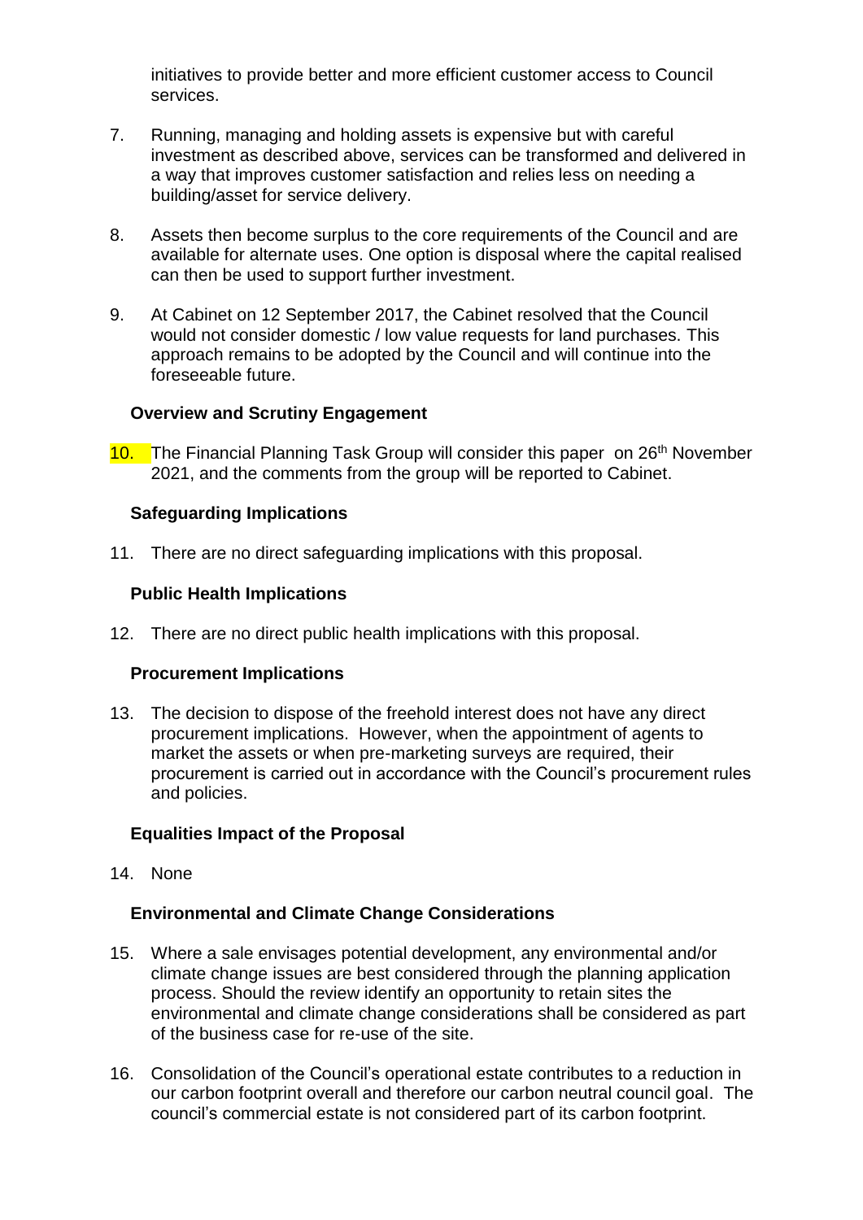initiatives to provide better and more efficient customer access to Council services.

7. Running, managing and holding assets is expensive but with careful investment as described above, services can be transformed and delivered in a way that improves customer satisfaction and relies less on needing a building/asset for service delivery.

8. Assets then become surplus to the core requirements of the Council and are available for alternate uses. One option is disposal where the capital realised can then be used to support further investment.

9. At Cabinet on 12 September 2017, the Cabinet resolved that the Council would not consider domestic / low value requests for land purchases. This approach remains to be adopted by the Council and will continue into the foreseeable future.

**Overview and Scrutiny Engagement**

10. The Financial Planning Task Group will consider this paper on 26th November 2021, and the comments from the group will be reported to Cabinet.

**Safeguarding Implications**

11. There are no direct safeguarding implications with this proposal.

**Public Health Implications**

12. There are no direct public health implications with this proposal.

**Procurement Implications**

13. The decision to dispose of the freehold interest does not have any direct procurement implications. However, when the appointment of agents to market the assets or when pre-marketing surveys are required, their procurement is carried out in accordance with the Council's procurement rules and policies.

**Equalities Impact of the Proposal**

14. None

**Environmental and Climate Change Considerations**

15. Where a sale envisages potential development, any environmental and/or climate change issues are best considered through the planning application process. Should the review identify an opportunity to retain sites the environmental and climate change considerations shall be considered as part of the business case for re-use of the site.

16. Consolidation of the Council's operational estate contributes to a reduction in our carbon footprint overall and therefore our carbon neutral council goal. The council's commercial estate is not considered part of its carbon footprint.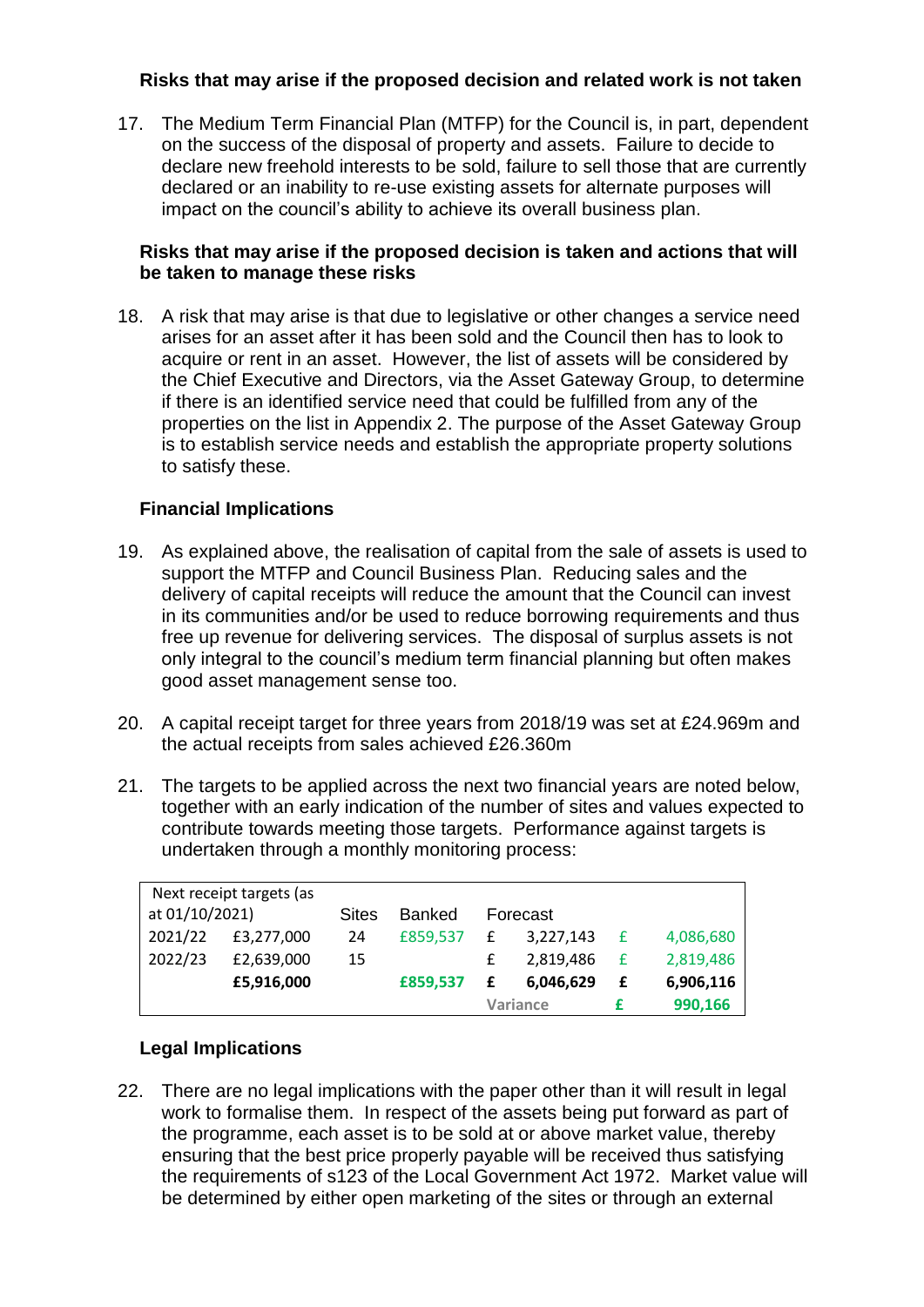### Risks that may arise if the proposed decision and related work is not taken

17. The Medium Term Financial Plan (MTFP) for the Council is, in part, dependent on the success of the disposal of property and assets. Failure to decide to declare new freehold interests to be sold, failure to sell those that are currently declared or an inability to re-use existing assets for alternate purposes will impact on the council's ability to achieve its overall business plan.

### Risks that may arise if the proposed decision is taken and actions that will be taken to manage these risks

18. A risk that may arise is that due to legislative or other changes a service need arises for an asset after it has been sold and the Council then has to look to acquire or rent in an asset. However, the list of assets will be considered by the Chief Executive and Directors, via the Asset Gateway Group, to determine if there is an identified service need that could be fulfilled from any of the properties on the list in Appendix 2. The purpose of the Asset Gateway Group is to establish service needs and establish the appropriate property solutions to satisfy these.

### Financial Implications

19. As explained above, the realisation of capital from the sale of assets is used to support the MTFP and Council Business Plan. Reducing sales and the delivery of capital receipts will reduce the amount that the Council can invest in its communities and/or be used to reduce borrowing requirements and thus free up revenue for delivering services. The disposal of surplus assets is not only integral to the council's medium term financial planning but often makes good asset management sense too.

20. A capital receipt target for three years from 2018/19 was set at £24.969m and the actual receipts from sales achieved £26.360m

21. The targets to be applied across the next two financial years are noted below, together with an early indication of the number of sites and values expected to contribute towards meeting those targets. Performance against targets is undertaken through a monthly monitoring process:

| Next receipt targets (as at 01/10/2021) | | Sites | Banked | Forecast | | | |
|---|---|---|---|---|---|---|---|
| 2021/22 | £3,277,000 | 24 | £859,537 | £ | 3,227,143 | £ | 4,086,680 |
| 2022/23 | £2,639,000 | 15 | | £ | 2,819,486 | £ | 2,819,486 |
| | **£5,916,000** | | **£859,537** | **£** | **6,046,629** | **£** | **6,906,116** |
| | | | | Variance | | **£** | **990,166** |

### Legal Implications

22. There are no legal implications with the paper other than it will result in legal work to formalise them. In respect of the assets being put forward as part of the programme, each asset is to be sold at or above market value, thereby ensuring that the best price properly payable will be received thus satisfying the requirements of s123 of the Local Government Act 1972. Market value will be determined by either open marketing of the sites or through an external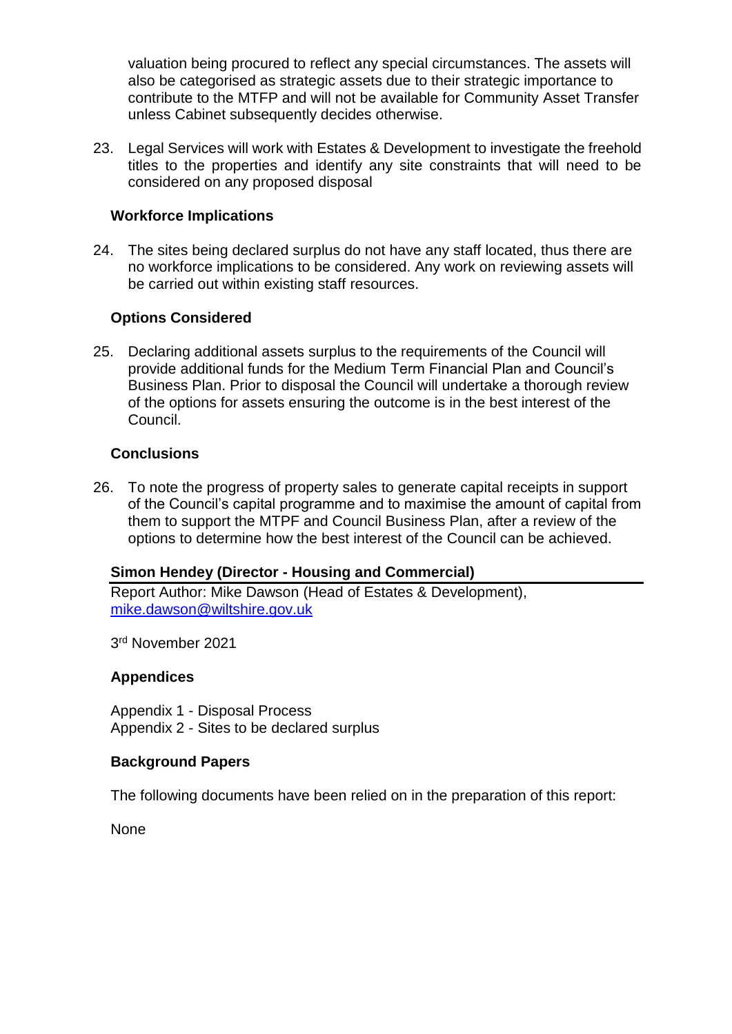valuation being procured to reflect any special circumstances. The assets will also be categorised as strategic assets due to their strategic importance to contribute to the MTFP and will not be available for Community Asset Transfer unless Cabinet subsequently decides otherwise.

23. Legal Services will work with Estates & Development to investigate the freehold titles to the properties and identify any site constraints that will need to be considered on any proposed disposal

### Workforce Implications

24. The sites being declared surplus do not have any staff located, thus there are no workforce implications to be considered. Any work on reviewing assets will be carried out within existing staff resources.

### Options Considered

25. Declaring additional assets surplus to the requirements of the Council will provide additional funds for the Medium Term Financial Plan and Council's Business Plan. Prior to disposal the Council will undertake a thorough review of the options for assets ensuring the outcome is in the best interest of the Council.

### Conclusions

26. To note the progress of property sales to generate capital receipts in support of the Council's capital programme and to maximise the amount of capital from them to support the MTPF and Council Business Plan, after a review of the options to determine how the best interest of the Council can be achieved.

**Simon Hendey (Director - Housing and Commercial)**

Report Author: Mike Dawson (Head of Estates & Development), mike.dawson@wiltshire.gov.uk

3rd November 2021

### Appendices

Appendix 1 - Disposal Process
Appendix 2 - Sites to be declared surplus

### Background Papers

The following documents have been relied on in the preparation of this report:

None